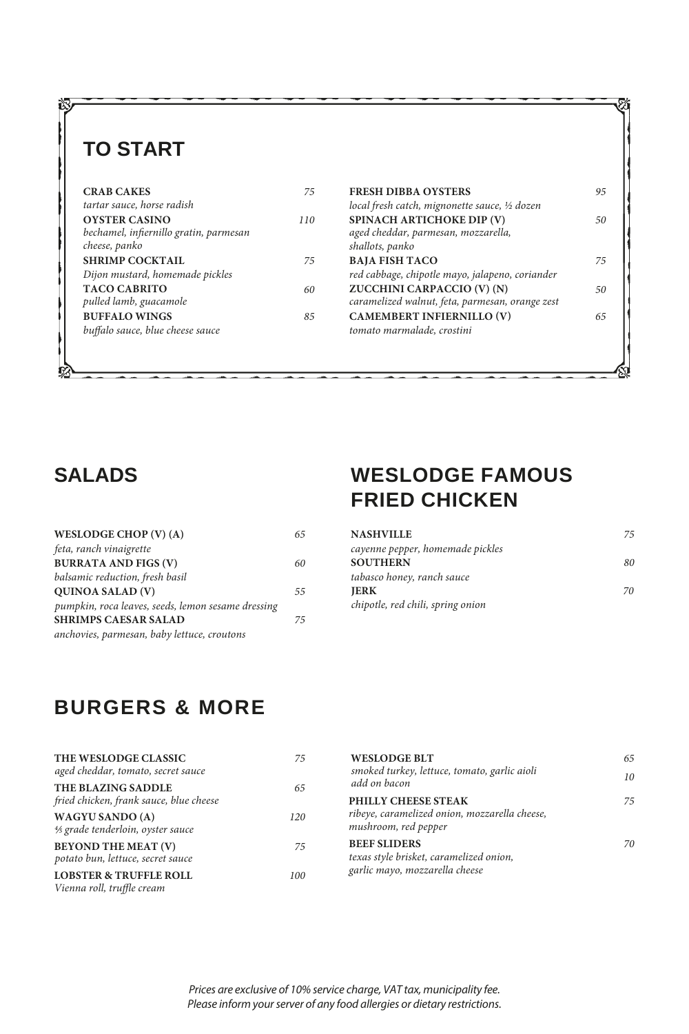## TO START

**CRAB CAKES** *75*
*tartar sauce, horse radish*

**OYSTER CASINO** *110*
*bechamel, infiernillo gratin, parmesan cheese, panko*

**SHRIMP COCKTAIL** *75*
*Dijon mustard, homemade pickles*

**TACO CABRITO** *60*
*pulled lamb, guacamole*

**BUFFALO WINGS** *85*
*buffalo sauce, blue cheese sauce*

**FRESH DIBBA OYSTERS** *95*
*local fresh catch, mignonette sauce, ½ dozen*

**SPINACH ARTICHOKE DIP (V)** *50*
*aged cheddar, parmesan, mozzarella, shallots, panko*

**BAJA FISH TACO** *75*
*red cabbage, chipotle mayo, jalapeno, coriander*

**ZUCCHINI CARPACCIO (V) (N)** *50*
*caramelized walnut, feta, parmesan, orange zest*

**CAMEMBERT INFIERNILLO (V)** *65*
*tomato marmalade, crostini*

## SALADS

**WESLODGE CHOP (V) (A)** *65*
*feta, ranch vinaigrette*

**BURRATA AND FIGS (V)** *60*
*balsamic reduction, fresh basil*

**QUINOA SALAD (V)** *55*
*pumpkin, roca leaves, seeds, lemon sesame dressing*

**SHRIMPS CAESAR SALAD** *75*
*anchovies, parmesan, baby lettuce, croutons*

## WESLODGE FAMOUS FRIED CHICKEN

**NASHVILLE** *75*
*cayenne pepper, homemade pickles*

**SOUTHERN** *80*
*tabasco honey, ranch sauce*

**JERK** *70*
*chipotle, red chili, spring onion*

## BURGERS & MORE

**THE WESLODGE CLASSIC** *75*
*aged cheddar, tomato, secret sauce*

**THE BLAZING SADDLE** *65*
*fried chicken, frank sauce, blue cheese*

**WAGYU SANDO (A)** *120*
*⅘ grade tenderloin, oyster sauce*

**BEYOND THE MEAT (V)** *75*
*potato bun, lettuce, secret sauce*

**LOBSTER & TRUFFLE ROLL** *100*
*Vienna roll, truffle cream*

**WESLODGE BLT** *65*
*smoked turkey, lettuce, tomato, garlic aioli*
*add on bacon* *10*

**PHILLY CHEESE STEAK** *75*
*ribeye, caramelized onion, mozzarella cheese, mushroom, red pepper*

**BEEF SLIDERS** *70*
*texas style brisket, caramelized onion, garlic mayo, mozzarella cheese*

*Prices are exclusive of 10% service charge, VAT tax, municipality fee.*
*Please inform your server of any food allergies or dietary restrictions.*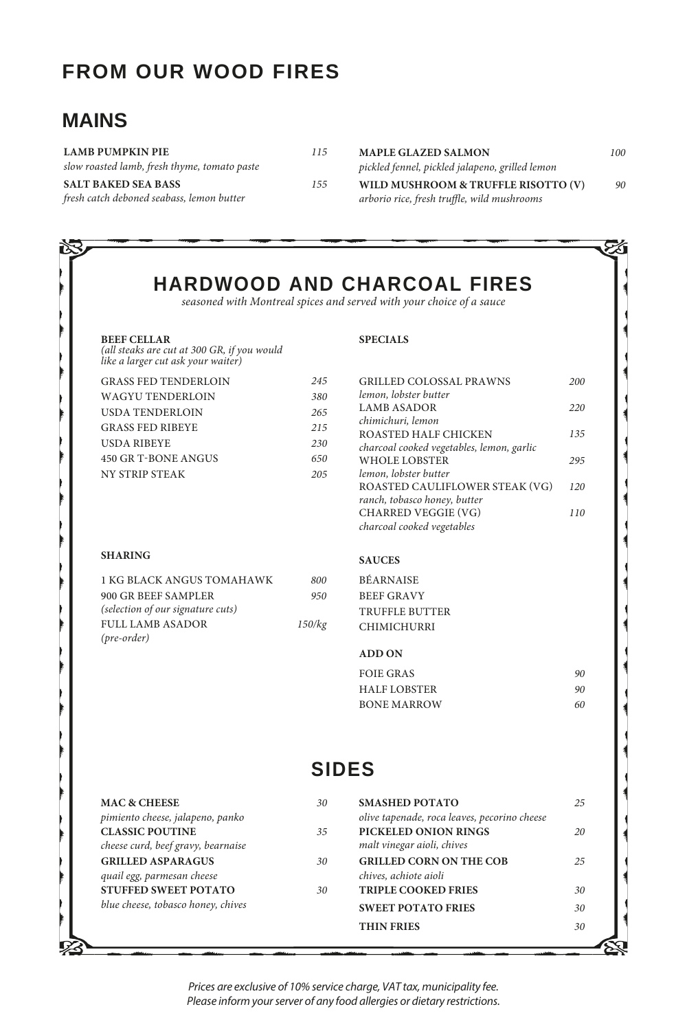# FROM OUR WOOD FIRES

## MAINS

**LAMB PUMPKIN PIE** 115
*slow roasted lamb, fresh thyme, tomato paste*

**SALT BAKED SEA BASS** 155
*fresh catch deboned seabass, lemon butter*

**MAPLE GLAZED SALMON** 100
*pickled fennel, pickled jalapeno, grilled lemon*

**WILD MUSHROOM & TRUFFLE RISOTTO (V)** 90
*arborio rice, fresh truffle, wild mushrooms*

## HARDWOOD AND CHARCOAL FIRES

*seasoned with Montreal spices and served with your choice of a sauce*

### BEEF CELLAR

*(all steaks are cut at 300 GR, if you would like a larger cut ask your waiter)*

| | |
|---|---|
| GRASS FED TENDERLOIN | 245 |
| WAGYU TENDERLOIN | 380 |
| USDA TENDERLOIN | 265 |
| GRASS FED RIBEYE | 215 |
| USDA RIBEYE | 230 |
| 450 GR T-BONE ANGUS | 650 |
| NY STRIP STEAK | 205 |

### SHARING

| | |
|---|---|
| 1 KG BLACK ANGUS TOMAHAWK | 800 |
| 900 GR BEEF SAMPLER *(selection of our signature cuts)* | 950 |
| FULL LAMB ASADOR *(pre-order)* | 150/kg |

### SPECIALS

| | |
|---|---|
| GRILLED COLOSSAL PRAWNS *lemon, lobster butter* | 200 |
| LAMB ASADOR *chimichuri, lemon* | 220 |
| ROASTED HALF CHICKEN *charcoal cooked vegetables, lemon, garlic* | 135 |
| WHOLE LOBSTER *lemon, lobster butter* | 295 |
| ROASTED CAULIFLOWER STEAK (VG) *ranch, tobasco honey, butter* | 120 |
| CHARRED VEGGIE (VG) *charcoal cooked vegetables* | 110 |

### SAUCES

BÉARNAISE
BEEF GRAVY
TRUFFLE BUTTER
CHIMICHURRI

### ADD ON

| | |
|---|---|
| FOIE GRAS | 90 |
| HALF LOBSTER | 90 |
| BONE MARROW | 60 |

## SIDES

**MAC & CHEESE** 30
*pimiento cheese, jalapeno, panko*

**CLASSIC POUTINE** 35
*cheese curd, beef gravy, bearnaise*

**GRILLED ASPARAGUS** 30
*quail egg, parmesan cheese*

**STUFFED SWEET POTATO** 30
*blue cheese, tobasco honey, chives*

**SMASHED POTATO** 25
*olive tapenade, roca leaves, pecorino cheese*

**PICKELED ONION RINGS** 20
*malt vinegar aioli, chives*

**GRILLED CORN ON THE COB** 25
*chives, achiote aioli*

**TRIPLE COOKED FRIES** 30

**SWEET POTATO FRIES** 30

**THIN FRIES** 30

*Prices are exclusive of 10% service charge, VAT tax, municipality fee.*
*Please inform your server of any food allergies or dietary restrictions.*